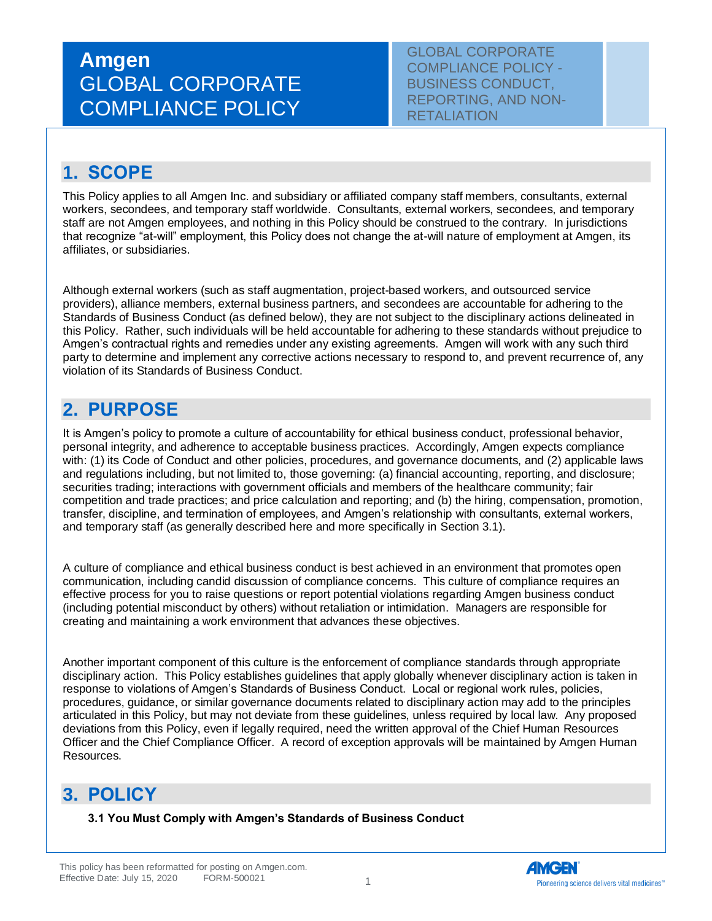# Amgen GLOBAL CORPORATE COMPLIANCE POLICY

GLOBAL CORPORATE COMPLIANCE POLICY - BUSINESS CONDUCT, REPORTING, AND NON-RETALIATION

## 1. SCOPE

This Policy applies to all Amgen Inc. and subsidiary or affiliated company staff members, consultants, external workers, secondees, and temporary staff worldwide. Consultants, external workers, secondees, and temporary staff are not Amgen employees, and nothing in this Policy should be construed to the contrary. In jurisdictions that recognize "at-will" employment, this Policy does not change the at-will nature of employment at Amgen, its affiliates, or subsidiaries.

Although external workers (such as staff augmentation, project-based workers, and outsourced service providers), alliance members, external business partners, and secondees are accountable for adhering to the Standards of Business Conduct (as defined below), they are not subject to the disciplinary actions delineated in this Policy. Rather, such individuals will be held accountable for adhering to these standards without prejudice to Amgen's contractual rights and remedies under any existing agreements. Amgen will work with any such third party to determine and implement any corrective actions necessary to respond to, and prevent recurrence of, any violation of its Standards of Business Conduct.

## 2. PURPOSE

It is Amgen's policy to promote a culture of accountability for ethical business conduct, professional behavior, personal integrity, and adherence to acceptable business practices. Accordingly, Amgen expects compliance with: (1) its Code of Conduct and other policies, procedures, and governance documents, and (2) applicable laws and regulations including, but not limited to, those governing: (a) financial accounting, reporting, and disclosure; securities trading; interactions with government officials and members of the healthcare community; fair competition and trade practices; and price calculation and reporting; and (b) the hiring, compensation, promotion, transfer, discipline, and termination of employees, and Amgen's relationship with consultants, external workers, and temporary staff (as generally described here and more specifically in Section 3.1).

A culture of compliance and ethical business conduct is best achieved in an environment that promotes open communication, including candid discussion of compliance concerns. This culture of compliance requires an effective process for you to raise questions or report potential violations regarding Amgen business conduct (including potential misconduct by others) without retaliation or intimidation. Managers are responsible for creating and maintaining a work environment that advances these objectives.

Another important component of this culture is the enforcement of compliance standards through appropriate disciplinary action. This Policy establishes guidelines that apply globally whenever disciplinary action is taken in response to violations of Amgen's Standards of Business Conduct. Local or regional work rules, policies, procedures, guidance, or similar governance documents related to disciplinary action may add to the principles articulated in this Policy, but may not deviate from these guidelines, unless required by local law. Any proposed deviations from this Policy, even if legally required, need the written approval of the Chief Human Resources Officer and the Chief Compliance Officer. A record of exception approvals will be maintained by Amgen Human Resources.

## 3. POLICY

### 3.1 You Must Comply with Amgen's Standards of Business Conduct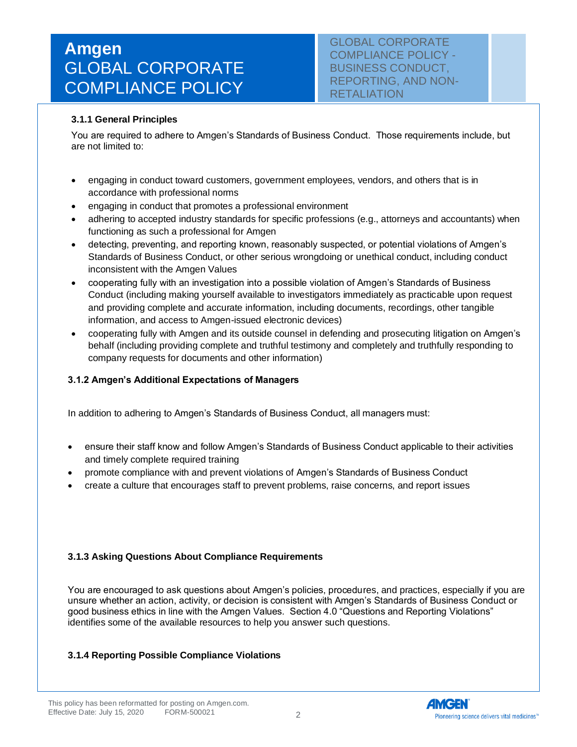### 3.1.1 General Principles

You are required to adhere to Amgen's Standards of Business Conduct. Those requirements include, but are not limited to:

- engaging in conduct toward customers, government employees, vendors, and others that is in accordance with professional norms
- engaging in conduct that promotes a professional environment
- adhering to accepted industry standards for specific professions (e.g., attorneys and accountants) when functioning as such a professional for Amgen
- detecting, preventing, and reporting known, reasonably suspected, or potential violations of Amgen's Standards of Business Conduct, or other serious wrongdoing or unethical conduct, including conduct inconsistent with the Amgen Values
- cooperating fully with an investigation into a possible violation of Amgen's Standards of Business Conduct (including making yourself available to investigators immediately as practicable upon request and providing complete and accurate information, including documents, recordings, other tangible information, and access to Amgen-issued electronic devices)
- cooperating fully with Amgen and its outside counsel in defending and prosecuting litigation on Amgen's behalf (including providing complete and truthful testimony and completely and truthfully responding to company requests for documents and other information)

### 3.1.2 Amgen's Additional Expectations of Managers

In addition to adhering to Amgen's Standards of Business Conduct, all managers must:

- ensure their staff know and follow Amgen's Standards of Business Conduct applicable to their activities and timely complete required training
- promote compliance with and prevent violations of Amgen's Standards of Business Conduct
- create a culture that encourages staff to prevent problems, raise concerns, and report issues

### 3.1.3 Asking Questions About Compliance Requirements

You are encouraged to ask questions about Amgen's policies, procedures, and practices, especially if you are unsure whether an action, activity, or decision is consistent with Amgen's Standards of Business Conduct or good business ethics in line with the Amgen Values. Section 4.0 "Questions and Reporting Violations" identifies some of the available resources to help you answer such questions.

### 3.1.4 Reporting Possible Compliance Violations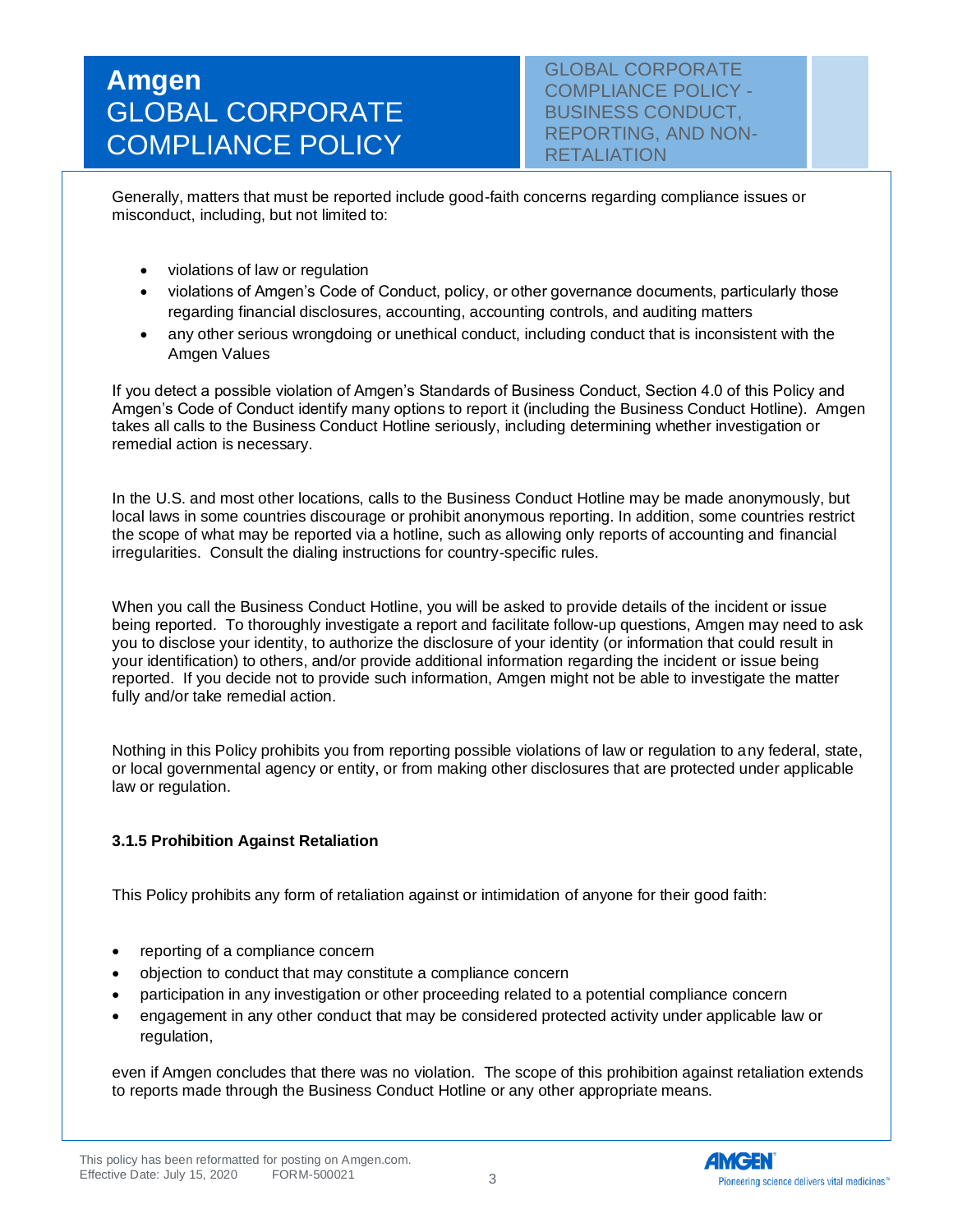Generally, matters that must be reported include good-faith concerns regarding compliance issues or misconduct, including, but not limited to:

- violations of law or regulation
- violations of Amgen's Code of Conduct, policy, or other governance documents, particularly those regarding financial disclosures, accounting, accounting controls, and auditing matters
- any other serious wrongdoing or unethical conduct, including conduct that is inconsistent with the Amgen Values

If you detect a possible violation of Amgen's Standards of Business Conduct, Section 4.0 of this Policy and Amgen's Code of Conduct identify many options to report it (including the Business Conduct Hotline). Amgen takes all calls to the Business Conduct Hotline seriously, including determining whether investigation or remedial action is necessary.

In the U.S. and most other locations, calls to the Business Conduct Hotline may be made anonymously, but local laws in some countries discourage or prohibit anonymous reporting. In addition, some countries restrict the scope of what may be reported via a hotline, such as allowing only reports of accounting and financial irregularities. Consult the dialing instructions for country-specific rules.

When you call the Business Conduct Hotline, you will be asked to provide details of the incident or issue being reported. To thoroughly investigate a report and facilitate follow-up questions, Amgen may need to ask you to disclose your identity, to authorize the disclosure of your identity (or information that could result in your identification) to others, and/or provide additional information regarding the incident or issue being reported. If you decide not to provide such information, Amgen might not be able to investigate the matter fully and/or take remedial action.

Nothing in this Policy prohibits you from reporting possible violations of law or regulation to any federal, state, or local governmental agency or entity, or from making other disclosures that are protected under applicable law or regulation.

#### 3.1.5 Prohibition Against Retaliation

This Policy prohibits any form of retaliation against or intimidation of anyone for their good faith:

- reporting of a compliance concern
- objection to conduct that may constitute a compliance concern
- participation in any investigation or other proceeding related to a potential compliance concern
- engagement in any other conduct that may be considered protected activity under applicable law or regulation,

even if Amgen concludes that there was no violation. The scope of this prohibition against retaliation extends to reports made through the Business Conduct Hotline or any other appropriate means.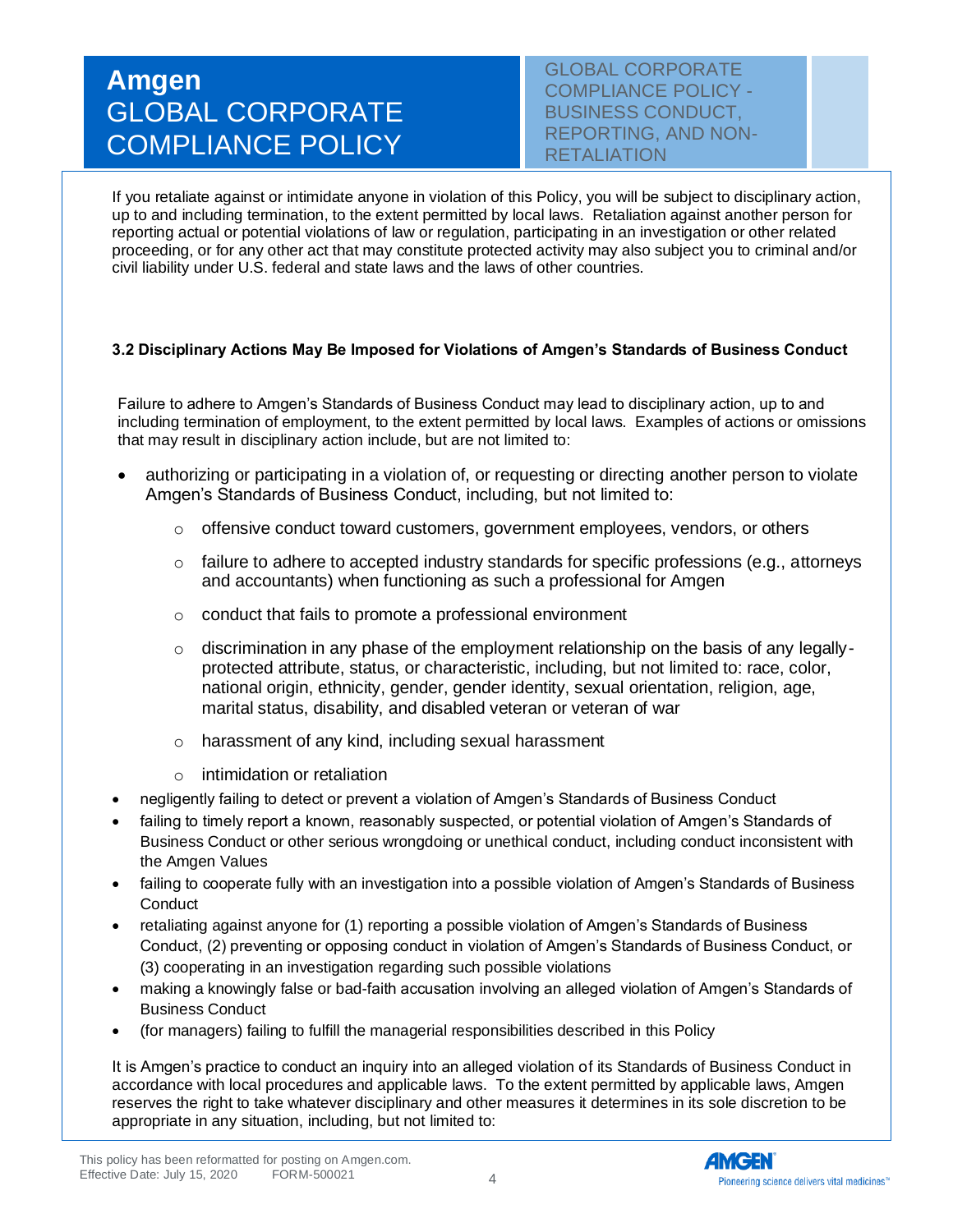If you retaliate against or intimidate anyone in violation of this Policy, you will be subject to disciplinary action, up to and including termination, to the extent permitted by local laws. Retaliation against another person for reporting actual or potential violations of law or regulation, participating in an investigation or other related proceeding, or for any other act that may constitute protected activity may also subject you to criminal and/or civil liability under U.S. federal and state laws and the laws of other countries.

### 3.2 Disciplinary Actions May Be Imposed for Violations of Amgen's Standards of Business Conduct

Failure to adhere to Amgen's Standards of Business Conduct may lead to disciplinary action, up to and including termination of employment, to the extent permitted by local laws. Examples of actions or omissions that may result in disciplinary action include, but are not limited to:

- authorizing or participating in a violation of, or requesting or directing another person to violate Amgen's Standards of Business Conduct, including, but not limited to:
  - offensive conduct toward customers, government employees, vendors, or others
  - failure to adhere to accepted industry standards for specific professions (e.g., attorneys and accountants) when functioning as such a professional for Amgen
  - conduct that fails to promote a professional environment
  - discrimination in any phase of the employment relationship on the basis of any legally-protected attribute, status, or characteristic, including, but not limited to: race, color, national origin, ethnicity, gender, gender identity, sexual orientation, religion, age, marital status, disability, and disabled veteran or veteran of war
  - harassment of any kind, including sexual harassment
  - intimidation or retaliation
- negligently failing to detect or prevent a violation of Amgen's Standards of Business Conduct
- failing to timely report a known, reasonably suspected, or potential violation of Amgen's Standards of Business Conduct or other serious wrongdoing or unethical conduct, including conduct inconsistent with the Amgen Values
- failing to cooperate fully with an investigation into a possible violation of Amgen's Standards of Business Conduct
- retaliating against anyone for (1) reporting a possible violation of Amgen's Standards of Business Conduct, (2) preventing or opposing conduct in violation of Amgen's Standards of Business Conduct, or (3) cooperating in an investigation regarding such possible violations
- making a knowingly false or bad-faith accusation involving an alleged violation of Amgen's Standards of Business Conduct
- (for managers) failing to fulfill the managerial responsibilities described in this Policy

It is Amgen's practice to conduct an inquiry into an alleged violation of its Standards of Business Conduct in accordance with local procedures and applicable laws. To the extent permitted by applicable laws, Amgen reserves the right to take whatever disciplinary and other measures it determines in its sole discretion to be appropriate in any situation, including, but not limited to: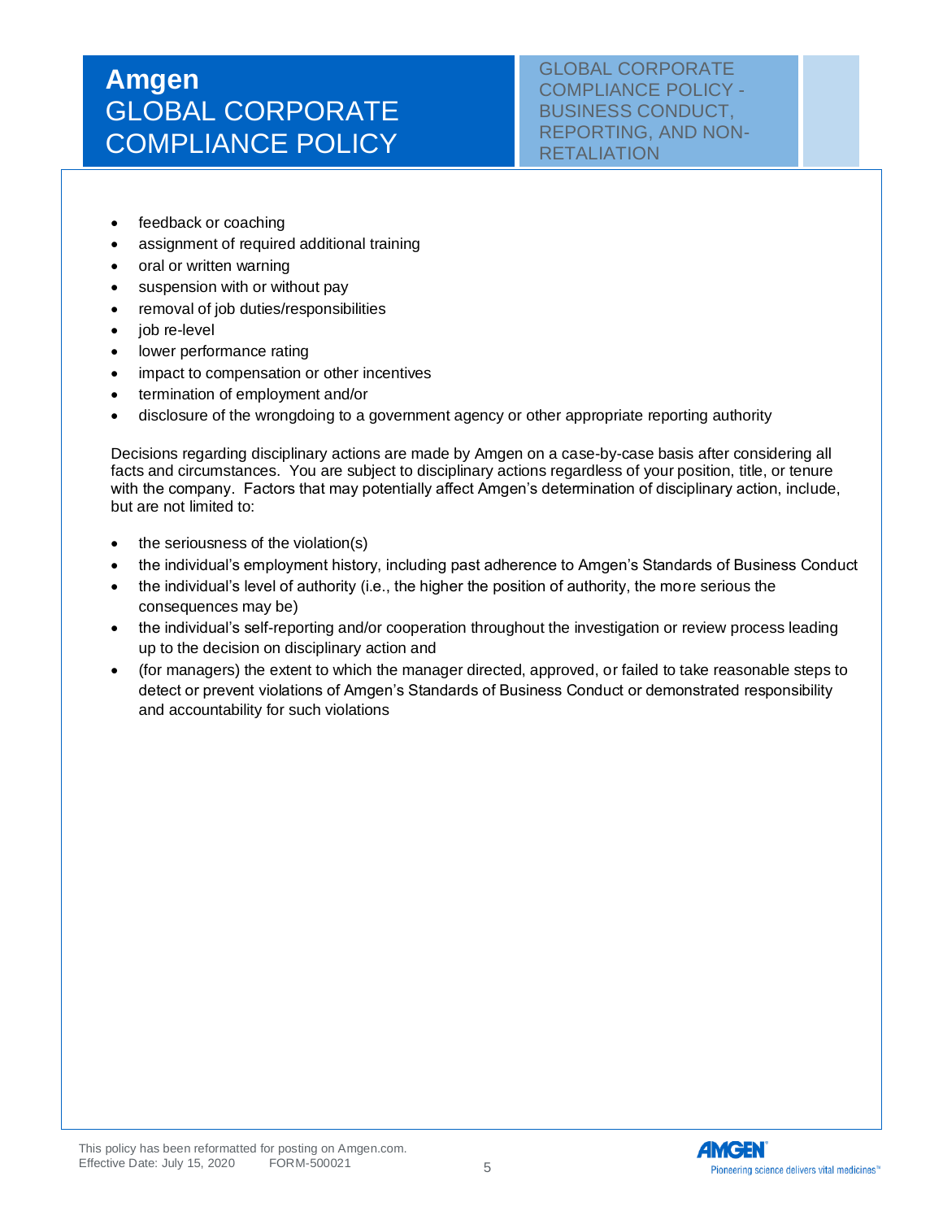- feedback or coaching
- assignment of required additional training
- oral or written warning
- suspension with or without pay
- removal of job duties/responsibilities
- job re-level
- lower performance rating
- impact to compensation or other incentives
- termination of employment and/or
- disclosure of the wrongdoing to a government agency or other appropriate reporting authority

Decisions regarding disciplinary actions are made by Amgen on a case-by-case basis after considering all facts and circumstances. You are subject to disciplinary actions regardless of your position, title, or tenure with the company. Factors that may potentially affect Amgen's determination of disciplinary action, include, but are not limited to:

- the seriousness of the violation(s)
- the individual's employment history, including past adherence to Amgen's Standards of Business Conduct
- the individual's level of authority (i.e., the higher the position of authority, the more serious the consequences may be)
- the individual's self-reporting and/or cooperation throughout the investigation or review process leading up to the decision on disciplinary action and
- (for managers) the extent to which the manager directed, approved, or failed to take reasonable steps to detect or prevent violations of Amgen's Standards of Business Conduct or demonstrated responsibility and accountability for such violations